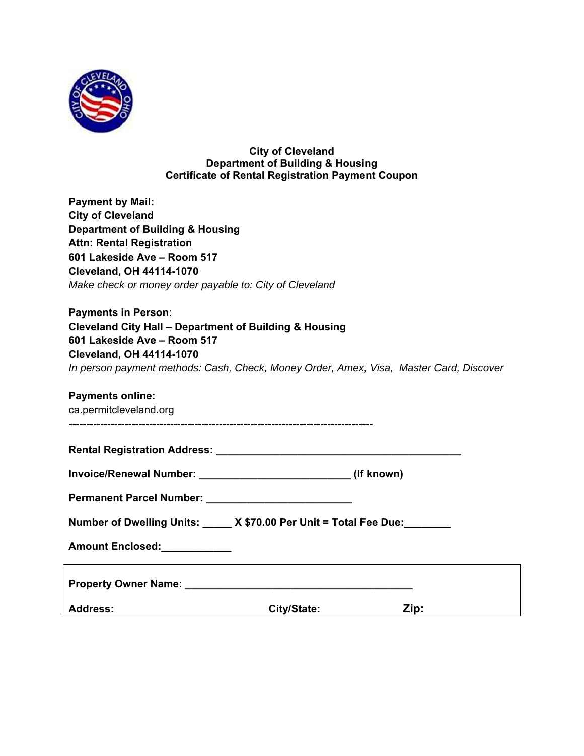**City of Cleveland**
**Department of Building & Housing**
**Certificate of Rental Registration Payment Coupon**

**Payment by Mail:**
**City of Cleveland**
**Department of Building & Housing**
**Attn: Rental Registration**
**601 Lakeside Ave – Room 517**
**Cleveland, OH 44114-1070**
*Make check or money order payable to: City of Cleveland*

**Payments in Person**:
**Cleveland City Hall – Department of Building & Housing**
**601 Lakeside Ave – Room 517**
**Cleveland, OH 44114-1070**
*In person payment methods: Cash, Check, Money Order, Amex, Visa, Master Card, Discover*

**Payments online:**
ca.permitcleveland.org

---

**Rental Registration Address: ____________________________________________**

**Invoice/Renewal Number: ___________________________ (If known)**

**Permanent Parcel Number: __________________________**

**Number of Dwelling Units: _____ X $70.00 Per Unit = Total Fee Due:________**

**Amount Enclosed:____________**

**Property Owner Name: _________________________________________**

**Address:** **City/State:** **Zip:**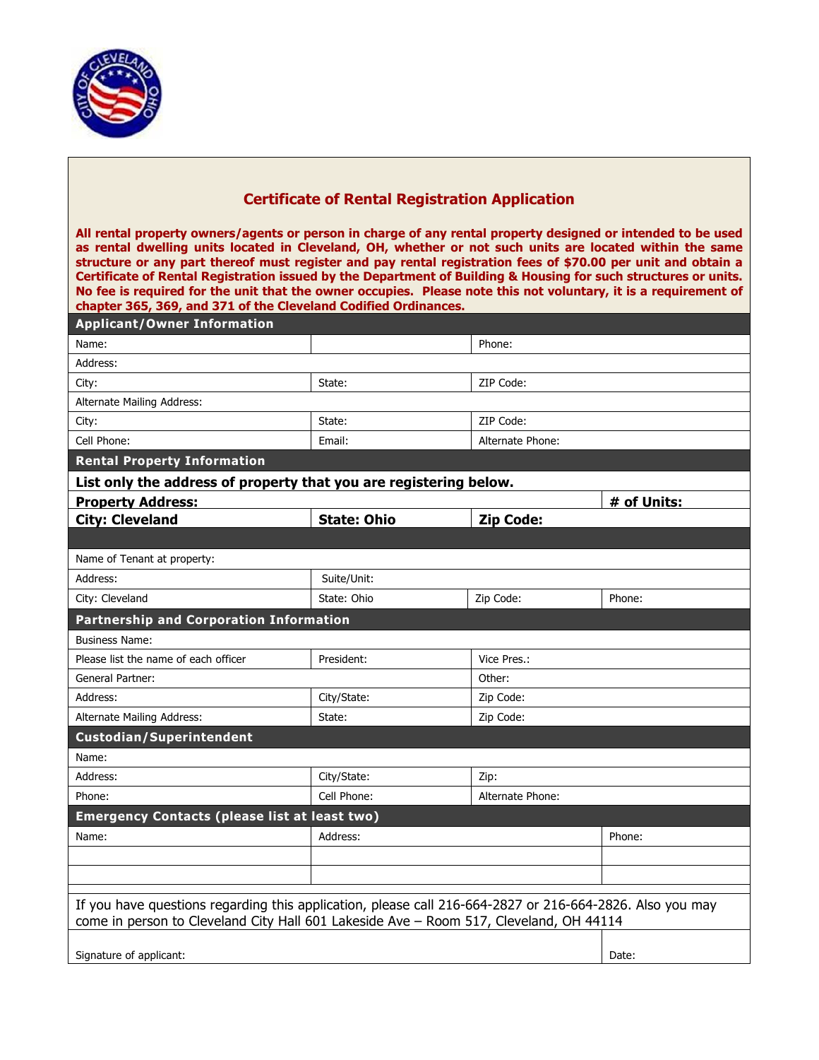## Certificate of Rental Registration Application

**All rental property owners/agents or person in charge of any rental property designed or intended to be used as rental dwelling units located in Cleveland, OH, whether or not such units are located within the same structure or any part thereof must register and pay rental registration fees of $70.00 per unit and obtain a Certificate of Rental Registration issued by the Department of Building & Housing for such structures or units. No fee is required for the unit that the owner occupies. Please note this not voluntary, it is a requirement of chapter 365, 369, and 371 of the Cleveland Codified Ordinances.**

| | | | |
|---|---|---|---|
| **Applicant/Owner Information** | | | |
| Name: | | Phone: | |
| Address: | | | |
| City: | State: | ZIP Code: | |
| Alternate Mailing Address: | | | |
| City: | State: | ZIP Code: | |
| Cell Phone: | Email: | Alternate Phone: | |
| **Rental Property Information** | | | |
| **List only the address of property that you are registering below.** | | | |
| **Property Address:** | | | **# of Units:** |
| **City: Cleveland** | **State: Ohio** | **Zip Code:** | |
| | | | |
| Name of Tenant at property: | | | |
| Address: | Suite/Unit: | | |
| City: Cleveland | State: Ohio | Zip Code: | Phone: |
| **Partnership and Corporation Information** | | | |
| Business Name: | | | |
| Please list the name of each officer | President: | Vice Pres.: | |
| General Partner: | | Other: | |
| Address: | City/State: | Zip Code: | |
| Alternate Mailing Address: | State: | Zip Code: | |
| **Custodian/Superintendent** | | | |
| Name: | | | |
| Address: | City/State: | Zip: | |
| Phone: | Cell Phone: | Alternate Phone: | |
| **Emergency Contacts (please list at least two)** | | | |
| Name: | Address: | | Phone: |
| | | | |
| | | | |

If you have questions regarding this application, please call 216-664-2827 or 216-664-2826. Also you may come in person to Cleveland City Hall 601 Lakeside Ave – Room 517, Cleveland, OH 44114

| | |
|---|---|
| Signature of applicant: | Date: |